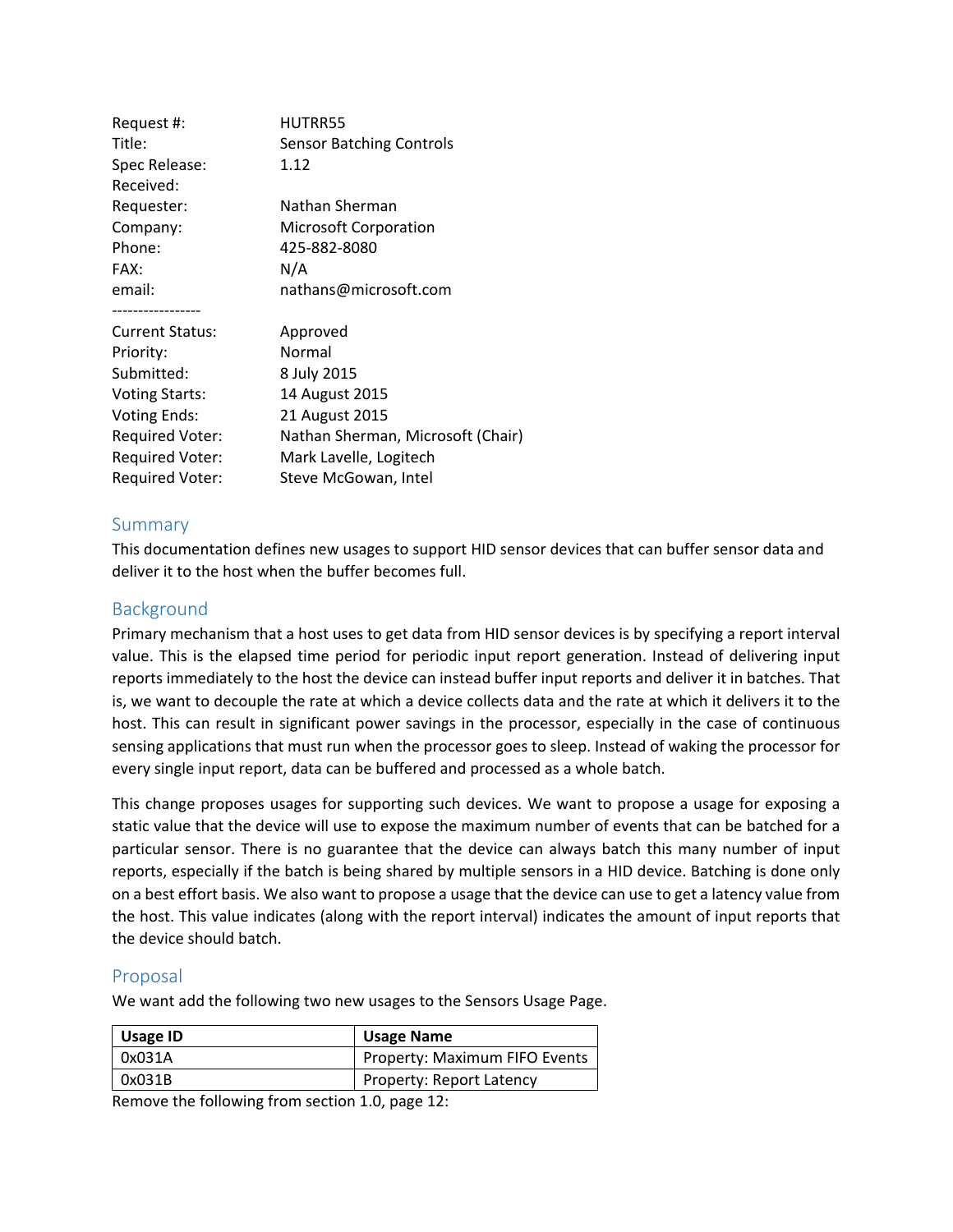| | |
|---|---|
| Request #: | HUTRR55 |
| Title: | Sensor Batching Controls |
| Spec Release: | 1.12 |
| Received: | |
| Requester: | Nathan Sherman |
| Company: | Microsoft Corporation |
| Phone: | 425-882-8080 |
| FAX: | N/A |
| email: | nathans@microsoft.com |
| ----------------- | |
| Current Status: | Approved |
| Priority: | Normal |
| Submitted: | 8 July 2015 |
| Voting Starts: | 14 August 2015 |
| Voting Ends: | 21 August 2015 |
| Required Voter: | Nathan Sherman, Microsoft (Chair) |
| Required Voter: | Mark Lavelle, Logitech |
| Required Voter: | Steve McGowan, Intel |

## Summary

This documentation defines new usages to support HID sensor devices that can buffer sensor data and deliver it to the host when the buffer becomes full.

## Background

Primary mechanism that a host uses to get data from HID sensor devices is by specifying a report interval value. This is the elapsed time period for periodic input report generation. Instead of delivering input reports immediately to the host the device can instead buffer input reports and deliver it in batches. That is, we want to decouple the rate at which a device collects data and the rate at which it delivers it to the host. This can result in significant power savings in the processor, especially in the case of continuous sensing applications that must run when the processor goes to sleep. Instead of waking the processor for every single input report, data can be buffered and processed as a whole batch.

This change proposes usages for supporting such devices. We want to propose a usage for exposing a static value that the device will use to expose the maximum number of events that can be batched for a particular sensor. There is no guarantee that the device can always batch this many number of input reports, especially if the batch is being shared by multiple sensors in a HID device. Batching is done only on a best effort basis. We also want to propose a usage that the device can use to get a latency value from the host. This value indicates (along with the report interval) indicates the amount of input reports that the device should batch.

## Proposal

We want add the following two new usages to the Sensors Usage Page.

| Usage ID | Usage Name |
|---|---|
| 0x031A | Property: Maximum FIFO Events |
| 0x031B | Property: Report Latency |

Remove the following from section 1.0, page 12: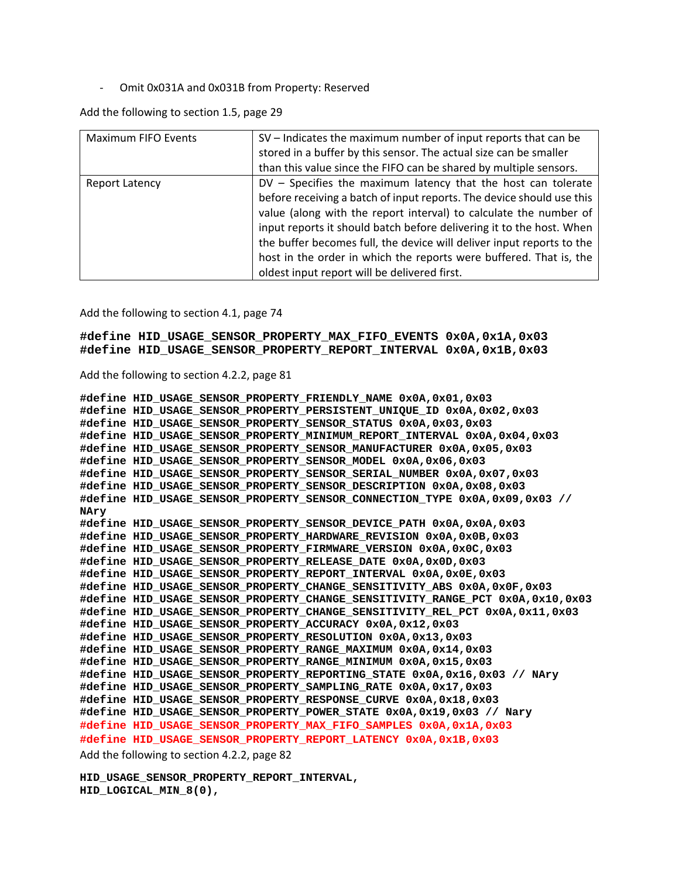- Omit 0x031A and 0x031B from Property: Reserved

Add the following to section 1.5, page 29

| Maximum FIFO Events | SV – Indicates the maximum number of input reports that can be stored in a buffer by this sensor. The actual size can be smaller than this value since the FIFO can be shared by multiple sensors. |
|---|---|
| Report Latency | DV – Specifies the maximum latency that the host can tolerate before receiving a batch of input reports. The device should use this value (along with the report interval) to calculate the number of input reports it should batch before delivering it to the host. When the buffer becomes full, the device will deliver input reports to the host in the order in which the reports were buffered. That is, the oldest input report will be delivered first. |

Add the following to section 4.1, page 74

```
#define HID_USAGE_SENSOR_PROPERTY_MAX_FIFO_EVENTS 0x0A,0x1A,0x03
#define HID_USAGE_SENSOR_PROPERTY_REPORT_INTERVAL 0x0A,0x1B,0x03
```

Add the following to section 4.2.2, page 81

```
#define HID_USAGE_SENSOR_PROPERTY_FRIENDLY_NAME 0x0A,0x01,0x03
#define HID_USAGE_SENSOR_PROPERTY_PERSISTENT_UNIQUE_ID 0x0A,0x02,0x03
#define HID_USAGE_SENSOR_PROPERTY_SENSOR_STATUS 0x0A,0x03,0x03
#define HID_USAGE_SENSOR_PROPERTY_MINIMUM_REPORT_INTERVAL 0x0A,0x04,0x03
#define HID_USAGE_SENSOR_PROPERTY_SENSOR_MANUFACTURER 0x0A,0x05,0x03
#define HID_USAGE_SENSOR_PROPERTY_SENSOR_MODEL 0x0A,0x06,0x03
#define HID_USAGE_SENSOR_PROPERTY_SENSOR_SERIAL_NUMBER 0x0A,0x07,0x03
#define HID_USAGE_SENSOR_PROPERTY_SENSOR_DESCRIPTION 0x0A,0x08,0x03
#define HID_USAGE_SENSOR_PROPERTY_SENSOR_CONNECTION_TYPE 0x0A,0x09,0x03 //
NAry
#define HID_USAGE_SENSOR_PROPERTY_SENSOR_DEVICE_PATH 0x0A,0x0A,0x03
#define HID_USAGE_SENSOR_PROPERTY_HARDWARE_REVISION 0x0A,0x0B,0x03
#define HID_USAGE_SENSOR_PROPERTY_FIRMWARE_VERSION 0x0A,0x0C,0x03
#define HID_USAGE_SENSOR_PROPERTY_RELEASE_DATE 0x0A,0x0D,0x03
#define HID_USAGE_SENSOR_PROPERTY_REPORT_INTERVAL 0x0A,0x0E,0x03
#define HID_USAGE_SENSOR_PROPERTY_CHANGE_SENSITIVITY_ABS 0x0A,0x0F,0x03
#define HID_USAGE_SENSOR_PROPERTY_CHANGE_SENSITIVITY_RANGE_PCT 0x0A,0x10,0x03
#define HID_USAGE_SENSOR_PROPERTY_CHANGE_SENSITIVITY_REL_PCT 0x0A,0x11,0x03
#define HID_USAGE_SENSOR_PROPERTY_ACCURACY 0x0A,0x12,0x03
#define HID_USAGE_SENSOR_PROPERTY_RESOLUTION 0x0A,0x13,0x03
#define HID_USAGE_SENSOR_PROPERTY_RANGE_MAXIMUM 0x0A,0x14,0x03
#define HID_USAGE_SENSOR_PROPERTY_RANGE_MINIMUM 0x0A,0x15,0x03
#define HID_USAGE_SENSOR_PROPERTY_REPORTING_STATE 0x0A,0x16,0x03 // NAry
#define HID_USAGE_SENSOR_PROPERTY_SAMPLING_RATE 0x0A,0x17,0x03
#define HID_USAGE_SENSOR_PROPERTY_RESPONSE_CURVE 0x0A,0x18,0x03
#define HID_USAGE_SENSOR_PROPERTY_POWER_STATE 0x0A,0x19,0x03 // Nary
#define HID_USAGE_SENSOR_PROPERTY_MAX_FIFO_SAMPLES 0x0A,0x1A,0x03
#define HID_USAGE_SENSOR_PROPERTY_REPORT_LATENCY 0x0A,0x1B,0x03
```

Add the following to section 4.2.2, page 82

```
HID_USAGE_SENSOR_PROPERTY_REPORT_INTERVAL,
HID_LOGICAL_MIN_8(0),
```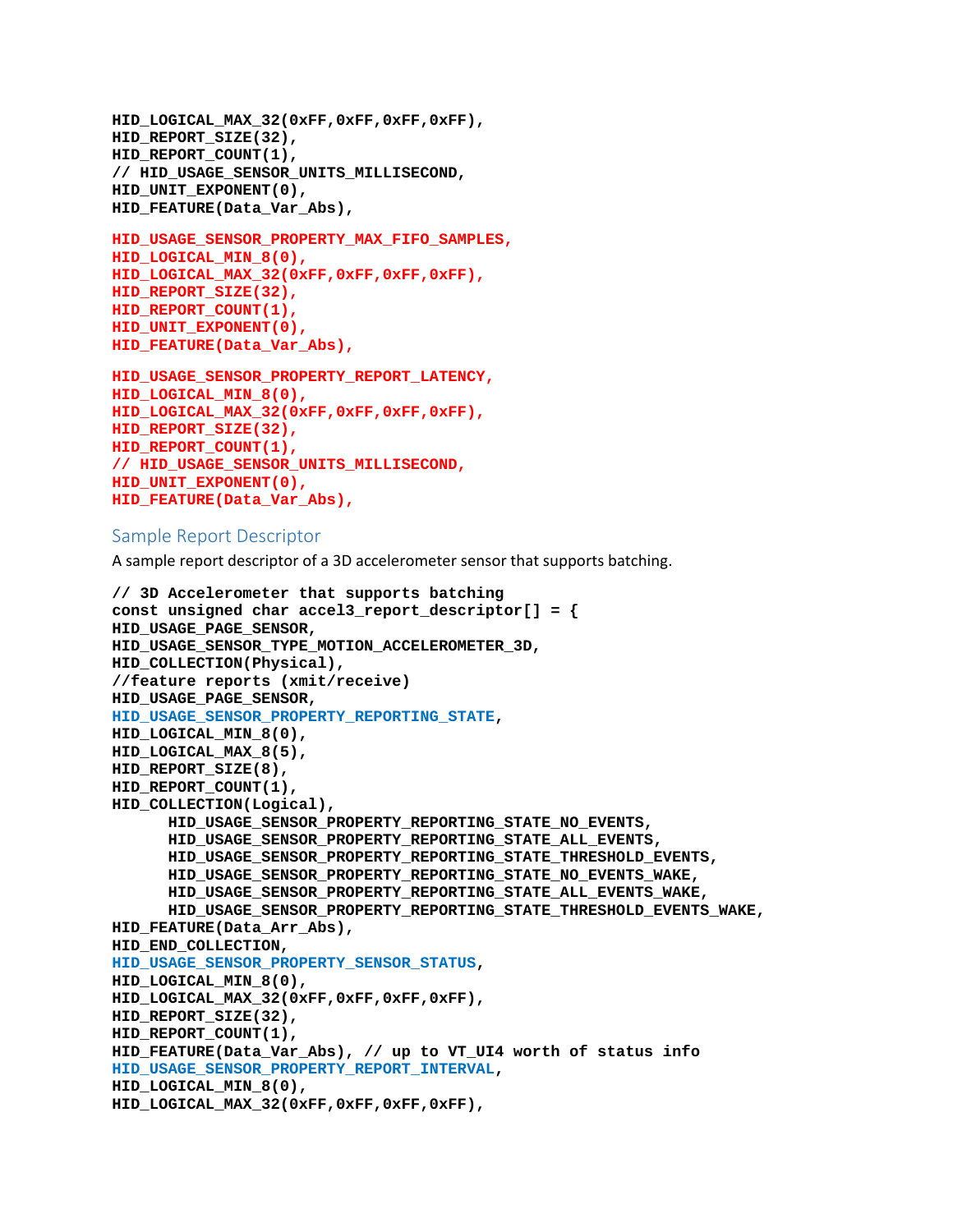```
HID_LOGICAL_MAX_32(0xFF,0xFF,0xFF,0xFF),
HID_REPORT_SIZE(32),
HID_REPORT_COUNT(1),
// HID_USAGE_SENSOR_UNITS_MILLISECOND,
HID_UNIT_EXPONENT(0),
HID_FEATURE(Data_Var_Abs),

HID_USAGE_SENSOR_PROPERTY_MAX_FIFO_SAMPLES,
HID_LOGICAL_MIN_8(0),
HID_LOGICAL_MAX_32(0xFF,0xFF,0xFF,0xFF),
HID_REPORT_SIZE(32),
HID_REPORT_COUNT(1),
HID_UNIT_EXPONENT(0),
HID_FEATURE(Data_Var_Abs),

HID_USAGE_SENSOR_PROPERTY_REPORT_LATENCY,
HID_LOGICAL_MIN_8(0),
HID_LOGICAL_MAX_32(0xFF,0xFF,0xFF,0xFF),
HID_REPORT_SIZE(32),
HID_REPORT_COUNT(1),
// HID_USAGE_SENSOR_UNITS_MILLISECOND,
HID_UNIT_EXPONENT(0),
HID_FEATURE(Data_Var_Abs),
```

### Sample Report Descriptor

A sample report descriptor of a 3D accelerometer sensor that supports batching.

```
// 3D Accelerometer that supports batching
const unsigned char accel3_report_descriptor[] = {
HID_USAGE_PAGE_SENSOR,
HID_USAGE_SENSOR_TYPE_MOTION_ACCELEROMETER_3D,
HID_COLLECTION(Physical),
//feature reports (xmit/receive)
HID_USAGE_PAGE_SENSOR,
HID_USAGE_SENSOR_PROPERTY_REPORTING_STATE,
HID_LOGICAL_MIN_8(0),
HID_LOGICAL_MAX_8(5),
HID_REPORT_SIZE(8),
HID_REPORT_COUNT(1),
HID_COLLECTION(Logical),
      HID_USAGE_SENSOR_PROPERTY_REPORTING_STATE_NO_EVENTS,
      HID_USAGE_SENSOR_PROPERTY_REPORTING_STATE_ALL_EVENTS,
      HID_USAGE_SENSOR_PROPERTY_REPORTING_STATE_THRESHOLD_EVENTS,
      HID_USAGE_SENSOR_PROPERTY_REPORTING_STATE_NO_EVENTS_WAKE,
      HID_USAGE_SENSOR_PROPERTY_REPORTING_STATE_ALL_EVENTS_WAKE,
      HID_USAGE_SENSOR_PROPERTY_REPORTING_STATE_THRESHOLD_EVENTS_WAKE,
HID_FEATURE(Data_Arr_Abs),
HID_END_COLLECTION,
HID_USAGE_SENSOR_PROPERTY_SENSOR_STATUS,
HID_LOGICAL_MIN_8(0),
HID_LOGICAL_MAX_32(0xFF,0xFF,0xFF,0xFF),
HID_REPORT_SIZE(32),
HID_REPORT_COUNT(1),
HID_FEATURE(Data_Var_Abs), // up to VT_UI4 worth of status info
HID_USAGE_SENSOR_PROPERTY_REPORT_INTERVAL,
HID_LOGICAL_MIN_8(0),
HID_LOGICAL_MAX_32(0xFF,0xFF,0xFF,0xFF),
```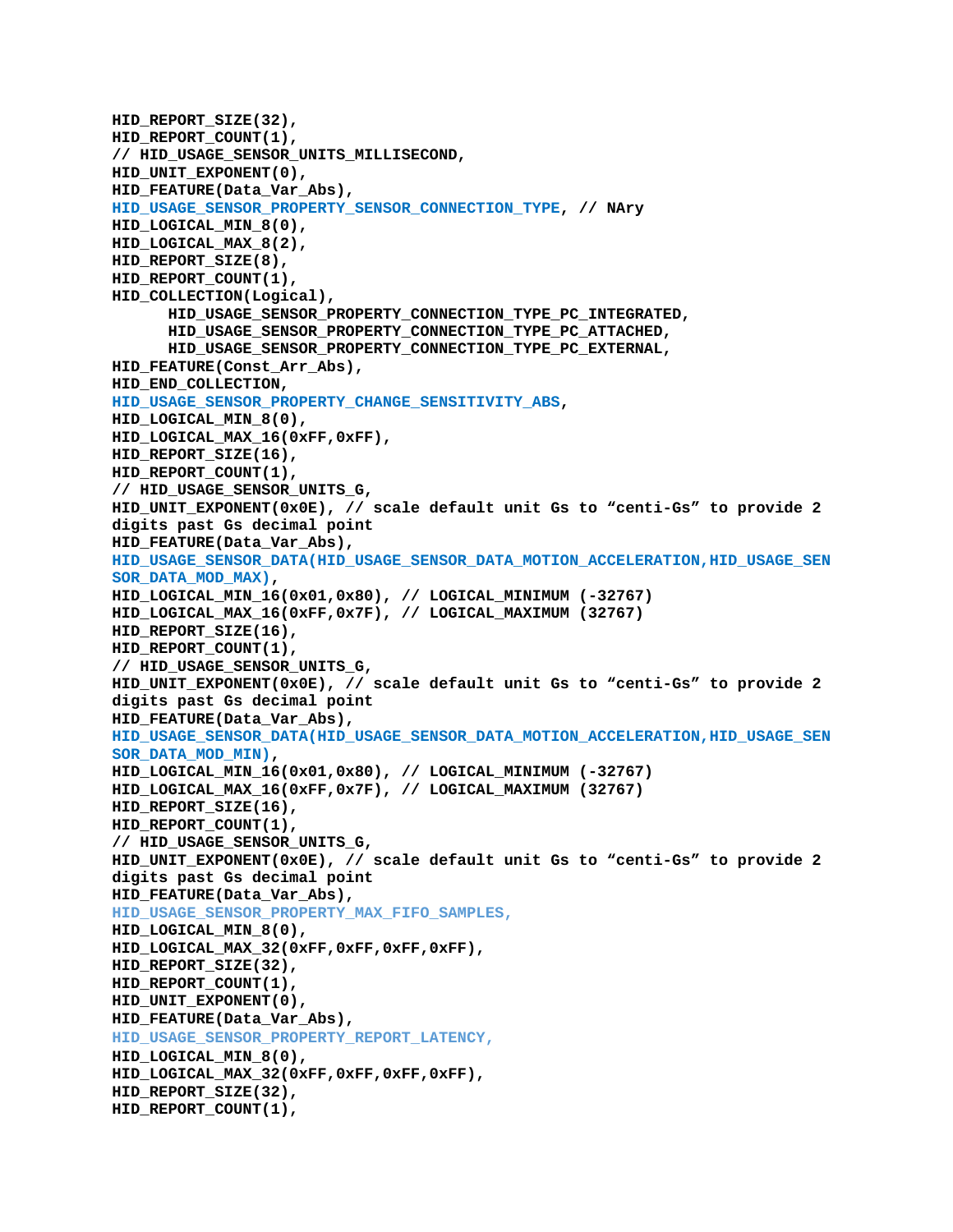```
HID_REPORT_SIZE(32),
HID_REPORT_COUNT(1),
// HID_USAGE_SENSOR_UNITS_MILLISECOND,
HID_UNIT_EXPONENT(0),
HID_FEATURE(Data_Var_Abs),
HID_USAGE_SENSOR_PROPERTY_SENSOR_CONNECTION_TYPE, // NAry
HID_LOGICAL_MIN_8(0),
HID_LOGICAL_MAX_8(2),
HID_REPORT_SIZE(8),
HID_REPORT_COUNT(1),
HID_COLLECTION(Logical),
      HID_USAGE_SENSOR_PROPERTY_CONNECTION_TYPE_PC_INTEGRATED,
      HID_USAGE_SENSOR_PROPERTY_CONNECTION_TYPE_PC_ATTACHED,
      HID_USAGE_SENSOR_PROPERTY_CONNECTION_TYPE_PC_EXTERNAL,
HID_FEATURE(Const_Arr_Abs),
HID_END_COLLECTION,
HID_USAGE_SENSOR_PROPERTY_CHANGE_SENSITIVITY_ABS,
HID_LOGICAL_MIN_8(0),
HID_LOGICAL_MAX_16(0xFF,0xFF),
HID_REPORT_SIZE(16),
HID_REPORT_COUNT(1),
// HID_USAGE_SENSOR_UNITS_G,
HID_UNIT_EXPONENT(0x0E), // scale default unit Gs to "centi-Gs" to provide 2
digits past Gs decimal point
HID_FEATURE(Data_Var_Abs),
HID_USAGE_SENSOR_DATA(HID_USAGE_SENSOR_DATA_MOTION_ACCELERATION,HID_USAGE_SEN
SOR_DATA_MOD_MAX),
HID_LOGICAL_MIN_16(0x01,0x80), // LOGICAL_MINIMUM (-32767)
HID_LOGICAL_MAX_16(0xFF,0x7F), // LOGICAL_MAXIMUM (32767)
HID_REPORT_SIZE(16),
HID_REPORT_COUNT(1),
// HID_USAGE_SENSOR_UNITS_G,
HID_UNIT_EXPONENT(0x0E), // scale default unit Gs to "centi-Gs" to provide 2
digits past Gs decimal point
HID_FEATURE(Data_Var_Abs),
HID_USAGE_SENSOR_DATA(HID_USAGE_SENSOR_DATA_MOTION_ACCELERATION,HID_USAGE_SEN
SOR_DATA_MOD_MIN),
HID_LOGICAL_MIN_16(0x01,0x80), // LOGICAL_MINIMUM (-32767)
HID_LOGICAL_MAX_16(0xFF,0x7F), // LOGICAL_MAXIMUM (32767)
HID_REPORT_SIZE(16),
HID_REPORT_COUNT(1),
// HID_USAGE_SENSOR_UNITS_G,
HID_UNIT_EXPONENT(0x0E), // scale default unit Gs to "centi-Gs" to provide 2
digits past Gs decimal point
HID_FEATURE(Data_Var_Abs),
HID_USAGE_SENSOR_PROPERTY_MAX_FIFO_SAMPLES,
HID_LOGICAL_MIN_8(0),
HID_LOGICAL_MAX_32(0xFF,0xFF,0xFF,0xFF),
HID_REPORT_SIZE(32),
HID_REPORT_COUNT(1),
HID_UNIT_EXPONENT(0),
HID_FEATURE(Data_Var_Abs),
HID_USAGE_SENSOR_PROPERTY_REPORT_LATENCY,
HID_LOGICAL_MIN_8(0),
HID_LOGICAL_MAX_32(0xFF,0xFF,0xFF,0xFF),
HID_REPORT_SIZE(32),
HID_REPORT_COUNT(1),
```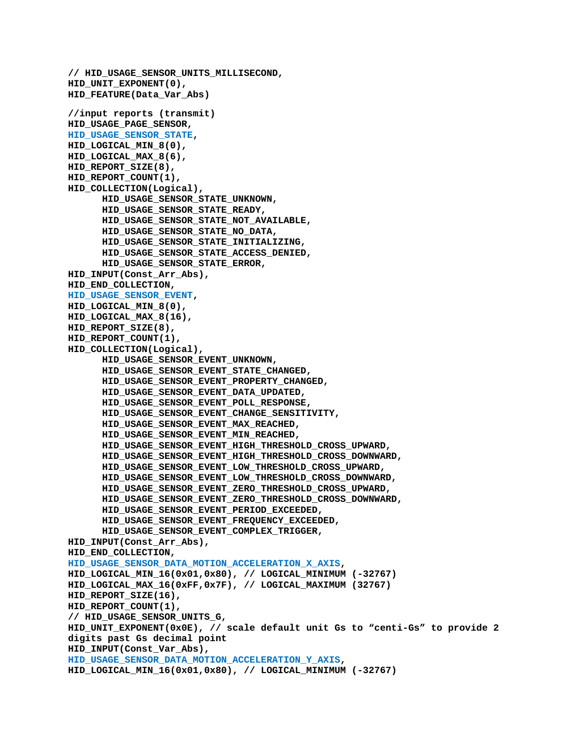```
// HID_USAGE_SENSOR_UNITS_MILLISECOND,
HID_UNIT_EXPONENT(0),
HID_FEATURE(Data_Var_Abs)

//input reports (transmit)
HID_USAGE_PAGE_SENSOR,
HID_USAGE_SENSOR_STATE,
HID_LOGICAL_MIN_8(0),
HID_LOGICAL_MAX_8(6),
HID_REPORT_SIZE(8),
HID_REPORT_COUNT(1),
HID_COLLECTION(Logical),
      HID_USAGE_SENSOR_STATE_UNKNOWN,
      HID_USAGE_SENSOR_STATE_READY,
      HID_USAGE_SENSOR_STATE_NOT_AVAILABLE,
      HID_USAGE_SENSOR_STATE_NO_DATA,
      HID_USAGE_SENSOR_STATE_INITIALIZING,
      HID_USAGE_SENSOR_STATE_ACCESS_DENIED,
      HID_USAGE_SENSOR_STATE_ERROR,
HID_INPUT(Const_Arr_Abs),
HID_END_COLLECTION,
HID_USAGE_SENSOR_EVENT,
HID_LOGICAL_MIN_8(0),
HID_LOGICAL_MAX_8(16),
HID_REPORT_SIZE(8),
HID_REPORT_COUNT(1),
HID_COLLECTION(Logical),
      HID_USAGE_SENSOR_EVENT_UNKNOWN,
      HID_USAGE_SENSOR_EVENT_STATE_CHANGED,
      HID_USAGE_SENSOR_EVENT_PROPERTY_CHANGED,
      HID_USAGE_SENSOR_EVENT_DATA_UPDATED,
      HID_USAGE_SENSOR_EVENT_POLL_RESPONSE,
      HID_USAGE_SENSOR_EVENT_CHANGE_SENSITIVITY,
      HID_USAGE_SENSOR_EVENT_MAX_REACHED,
      HID_USAGE_SENSOR_EVENT_MIN_REACHED,
      HID_USAGE_SENSOR_EVENT_HIGH_THRESHOLD_CROSS_UPWARD,
      HID_USAGE_SENSOR_EVENT_HIGH_THRESHOLD_CROSS_DOWNWARD,
      HID_USAGE_SENSOR_EVENT_LOW_THRESHOLD_CROSS_UPWARD,
      HID_USAGE_SENSOR_EVENT_LOW_THRESHOLD_CROSS_DOWNWARD,
      HID_USAGE_SENSOR_EVENT_ZERO_THRESHOLD_CROSS_UPWARD,
      HID_USAGE_SENSOR_EVENT_ZERO_THRESHOLD_CROSS_DOWNWARD,
      HID_USAGE_SENSOR_EVENT_PERIOD_EXCEEDED,
      HID_USAGE_SENSOR_EVENT_FREQUENCY_EXCEEDED,
      HID_USAGE_SENSOR_EVENT_COMPLEX_TRIGGER,
HID_INPUT(Const_Arr_Abs),
HID_END_COLLECTION,
HID_USAGE_SENSOR_DATA_MOTION_ACCELERATION_X_AXIS,
HID_LOGICAL_MIN_16(0x01,0x80), // LOGICAL_MINIMUM (-32767)
HID_LOGICAL_MAX_16(0xFF,0x7F), // LOGICAL_MAXIMUM (32767)
HID_REPORT_SIZE(16),
HID_REPORT_COUNT(1),
// HID_USAGE_SENSOR_UNITS_G,
HID_UNIT_EXPONENT(0x0E), // scale default unit Gs to "centi-Gs" to provide 2
digits past Gs decimal point
HID_INPUT(Const_Var_Abs),
HID_USAGE_SENSOR_DATA_MOTION_ACCELERATION_Y_AXIS,
HID_LOGICAL_MIN_16(0x01,0x80), // LOGICAL_MINIMUM (-32767)
```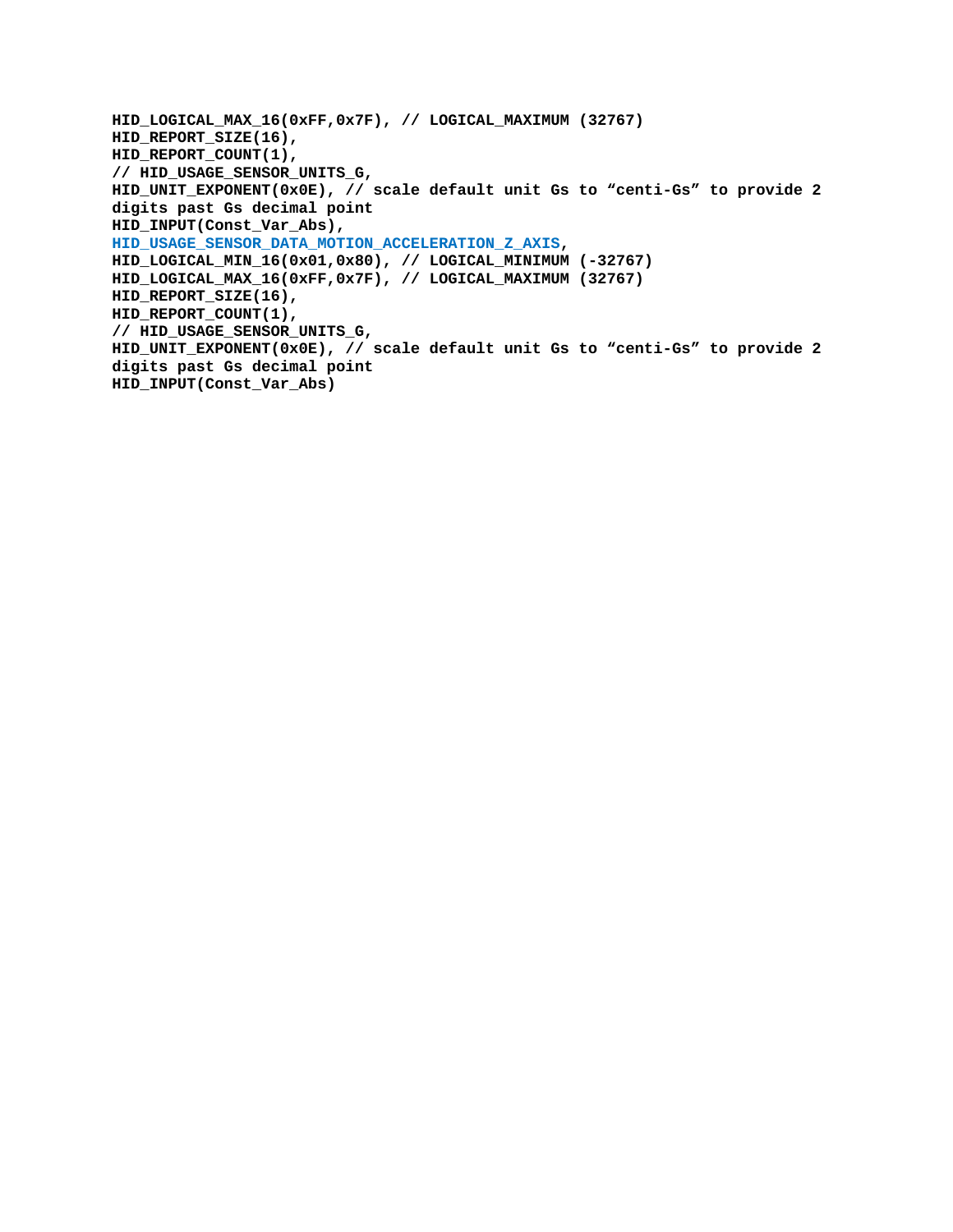```
HID_LOGICAL_MAX_16(0xFF,0x7F), // LOGICAL_MAXIMUM (32767)
HID_REPORT_SIZE(16),
HID_REPORT_COUNT(1),
// HID_USAGE_SENSOR_UNITS_G,
HID_UNIT_EXPONENT(0x0E), // scale default unit Gs to “centi-Gs” to provide 2
digits past Gs decimal point
HID_INPUT(Const_Var_Abs),
HID_USAGE_SENSOR_DATA_MOTION_ACCELERATION_Z_AXIS,
HID_LOGICAL_MIN_16(0x01,0x80), // LOGICAL_MINIMUM (-32767)
HID_LOGICAL_MAX_16(0xFF,0x7F), // LOGICAL_MAXIMUM (32767)
HID_REPORT_SIZE(16),
HID_REPORT_COUNT(1),
// HID_USAGE_SENSOR_UNITS_G,
HID_UNIT_EXPONENT(0x0E), // scale default unit Gs to “centi-Gs” to provide 2
digits past Gs decimal point
HID_INPUT(Const_Var_Abs)
```